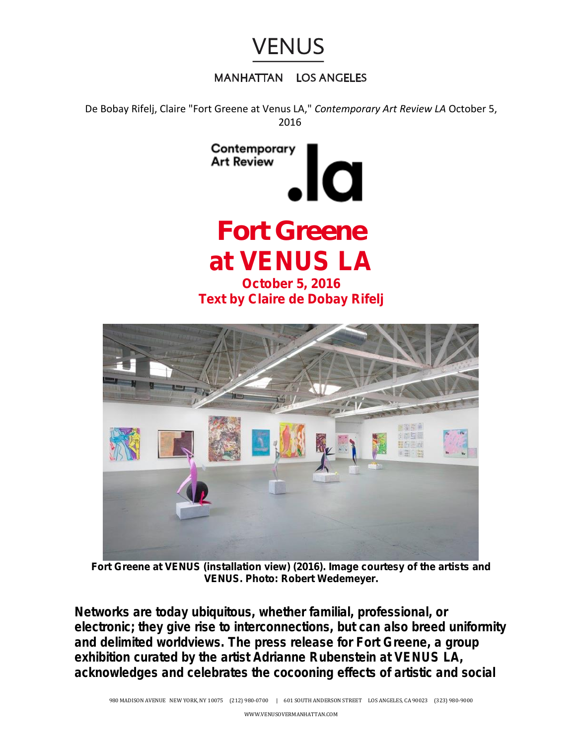VENUS

MANHATTAN LOS ANGELES

De Bobay Rifelj, Claire "Fort Greene at Venus LA," *Contemporary Art Review LA* October 5, 2016

Contemporary Art Review .la

# Fort Greene at VENUS LA

**October 5, 2016**
**Text by Claire de Dobay Rifelj**

**Fort Greene at VENUS (installation view) (2016). Image courtesy of the artists and VENUS. Photo: Robert Wedemeyer.**

**Networks are today ubiquitous, whether familial, professional, or electronic; they give rise to interconnections, but can also breed uniformity and delimited worldviews. The press release for Fort Greene, a group exhibition curated by the artist Adrianne Rubenstein at VENUS LA, acknowledges and celebrates the cocooning effects of artistic and social**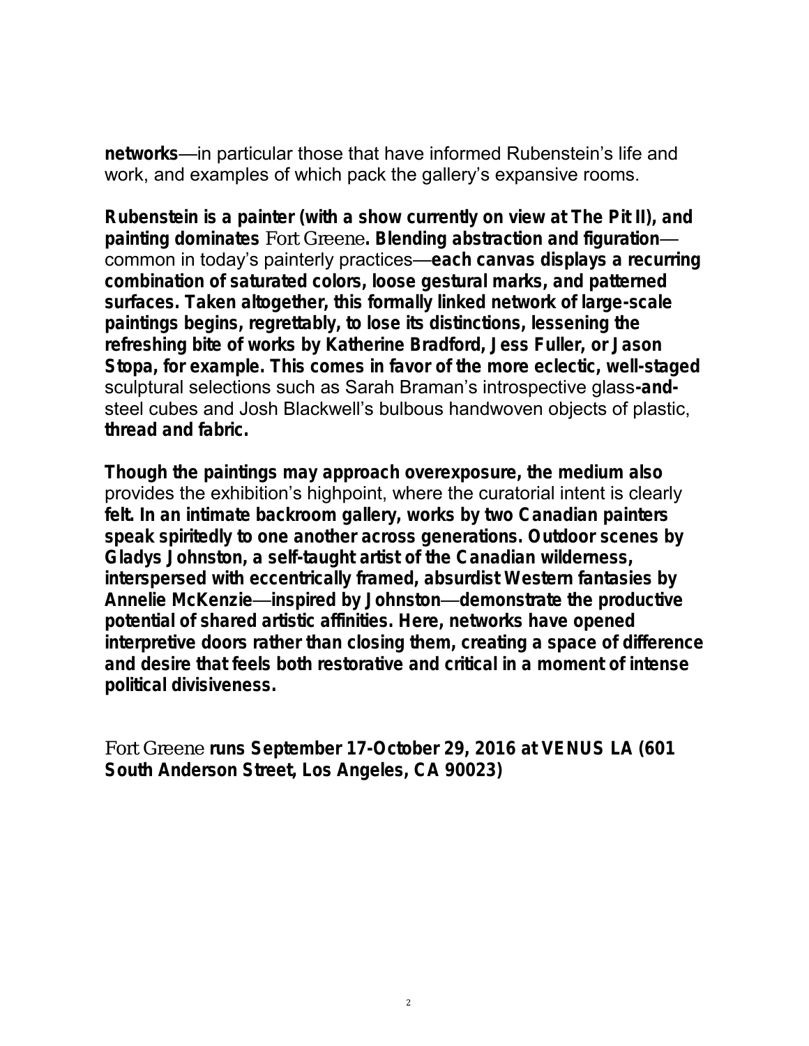**networks**—in particular those that have informed Rubenstein's life and work, and examples of which pack the gallery's expansive rooms.

**Rubenstein is a painter (with a show currently on view at The Pit II), and painting dominates** *Fort Greene*. **Blending abstraction and figuration**—common in today's painterly practices—**each canvas displays a recurring combination of saturated colors, loose gestural marks, and patterned surfaces. Taken altogether, this formally linked network of large-scale paintings begins, regrettably, to lose its distinctions, lessening the refreshing bite of works by Katherine Bradford, Jess Fuller, or Jason Stopa, for example. This comes in favor of the more eclectic, well-staged** sculptural selections such as Sarah Braman's introspective glass**-and-**steel cubes and Josh Blackwell's bulbous handwoven objects of plastic, **thread and fabric.**

**Though the paintings may approach overexposure, the medium also** provides the exhibition's highpoint, where the curatorial intent is clearly **felt. In an intimate backroom gallery, works by two Canadian painters speak spiritedly to one another across generations. Outdoor scenes by Gladys Johnston, a self-taught artist of the Canadian wilderness, interspersed with eccentrically framed, absurdist Western fantasies by Annelie McKenzie**—**inspired by Johnston**—**demonstrate the productive potential of shared artistic affinities. Here, networks have opened interpretive doors rather than closing them, creating a space of difference and desire that feels both restorative and critical in a moment of intense political divisiveness.**

*Fort Greene* **runs September 17-October 29, 2016 at VENUS LA (601 South Anderson Street, Los Angeles, CA 90023)**